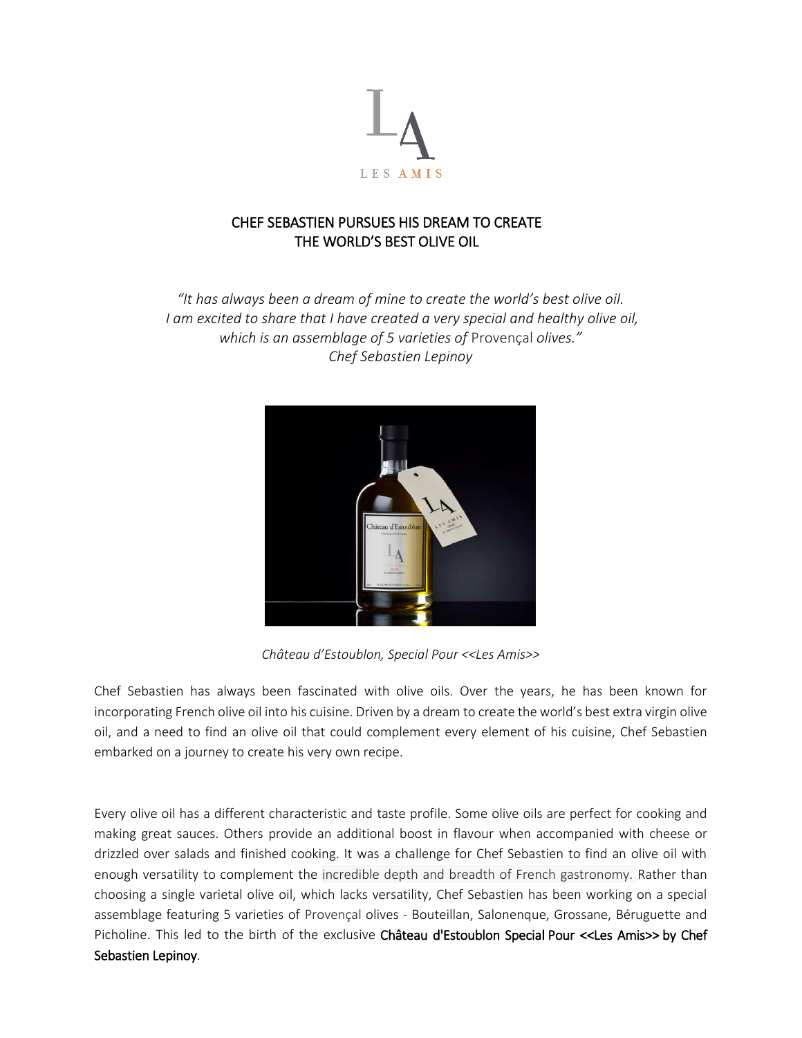LES AMIS

# CHEF SEBASTIEN PURSUES HIS DREAM TO CREATE THE WORLD'S BEST OLIVE OIL

*"It has always been a dream of mine to create the world's best olive oil. I am excited to share that I have created a very special and healthy olive oil, which is an assemblage of 5 varieties of Provençal olives."*
*Chef Sebastien Lepinoy*

*Château d'Estoublon, Special Pour <<Les Amis>>*

Chef Sebastien has always been fascinated with olive oils. Over the years, he has been known for incorporating French olive oil into his cuisine. Driven by a dream to create the world's best extra virgin olive oil, and a need to find an olive oil that could complement every element of his cuisine, Chef Sebastien embarked on a journey to create his very own recipe.

Every olive oil has a different characteristic and taste profile. Some olive oils are perfect for cooking and making great sauces. Others provide an additional boost in flavour when accompanied with cheese or drizzled over salads and finished cooking. It was a challenge for Chef Sebastien to find an olive oil with enough versatility to complement the incredible depth and breadth of French gastronomy. Rather than choosing a single varietal olive oil, which lacks versatility, Chef Sebastien has been working on a special assemblage featuring 5 varieties of Provençal olives - Bouteillan, Salonenque, Grossane, Béruguette and Picholine. This led to the birth of the exclusive **Château d'Estoublon Special Pour <<Les Amis>> by Chef Sebastien Lepinoy**.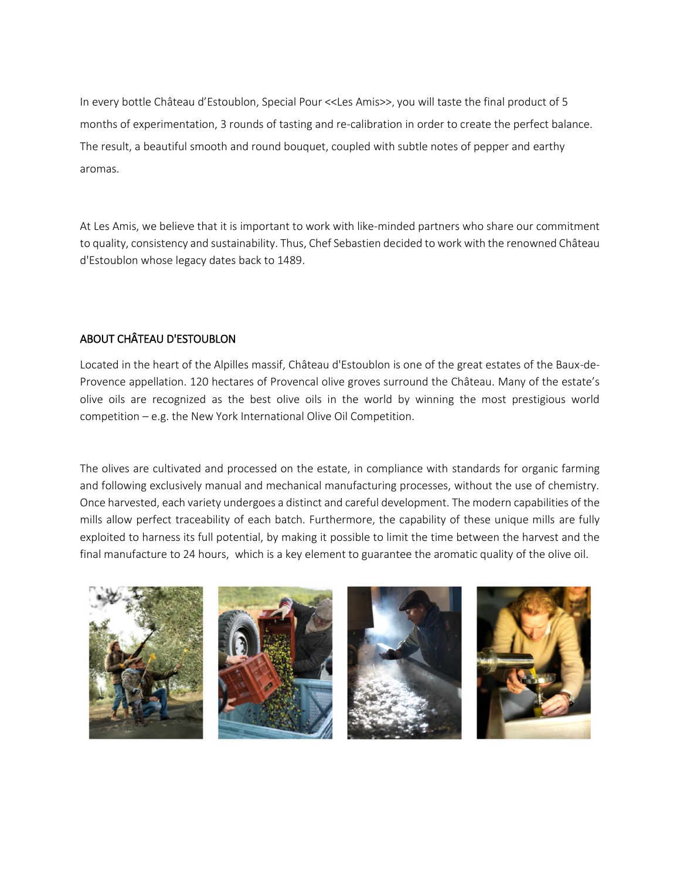In every bottle Château d'Estoublon, Special Pour <<Les Amis>>, you will taste the final product of 5 months of experimentation, 3 rounds of tasting and re-calibration in order to create the perfect balance. The result, a beautiful smooth and round bouquet, coupled with subtle notes of pepper and earthy aromas.

At Les Amis, we believe that it is important to work with like-minded partners who share our commitment to quality, consistency and sustainability. Thus, Chef Sebastien decided to work with the renowned Château d'Estoublon whose legacy dates back to 1489.

## ABOUT CHÂTEAU D'ESTOUBLON

Located in the heart of the Alpilles massif, Château d'Estoublon is one of the great estates of the Baux-de-Provence appellation. 120 hectares of Provencal olive groves surround the Château. Many of the estate's olive oils are recognized as the best olive oils in the world by winning the most prestigious world competition – e.g. the New York International Olive Oil Competition.

The olives are cultivated and processed on the estate, in compliance with standards for organic farming and following exclusively manual and mechanical manufacturing processes, without the use of chemistry. Once harvested, each variety undergoes a distinct and careful development. The modern capabilities of the mills allow perfect traceability of each batch. Furthermore, the capability of these unique mills are fully exploited to harness its full potential, by making it possible to limit the time between the harvest and the final manufacture to 24 hours, which is a key element to guarantee the aromatic quality of the olive oil.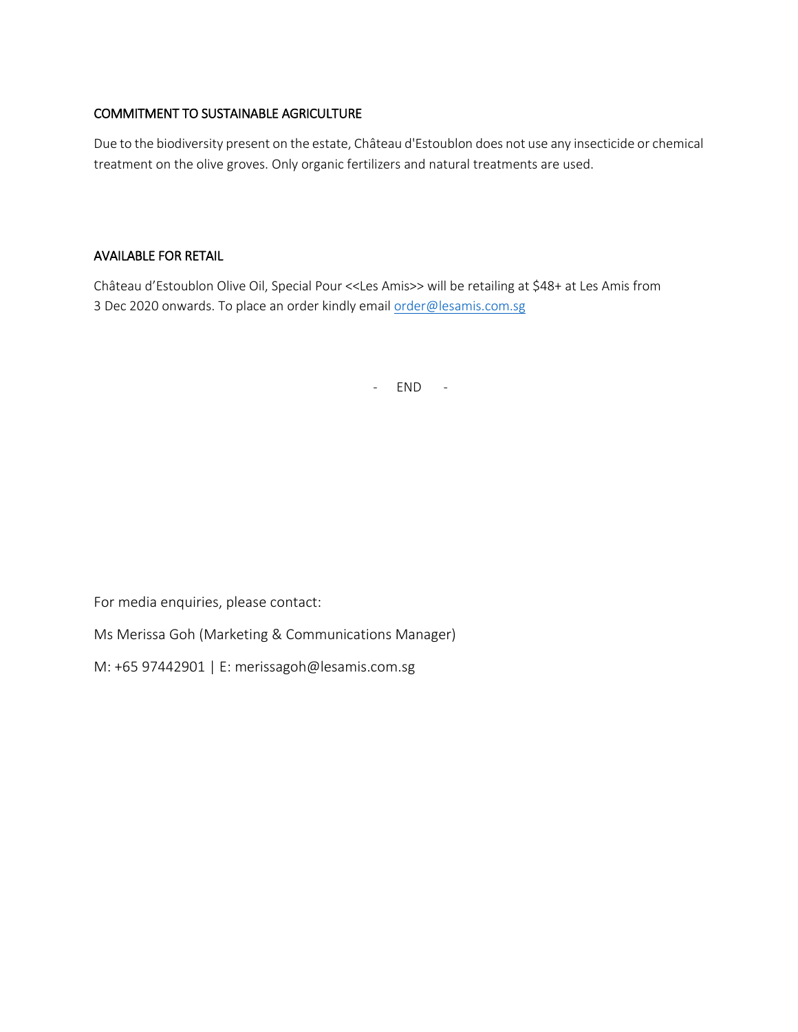## COMMITMENT TO SUSTAINABLE AGRICULTURE

Due to the biodiversity present on the estate, Château d'Estoublon does not use any insecticide or chemical treatment on the olive groves. Only organic fertilizers and natural treatments are used.

## AVAILABLE FOR RETAIL

Château d'Estoublon Olive Oil, Special Pour <<Les Amis>> will be retailing at $48+ at Les Amis from 3 Dec 2020 onwards. To place an order kindly email order@lesamis.com.sg

- END -

For media enquiries, please contact:

Ms Merissa Goh (Marketing & Communications Manager)

M: +65 97442901 | E: merissagoh@lesamis.com.sg